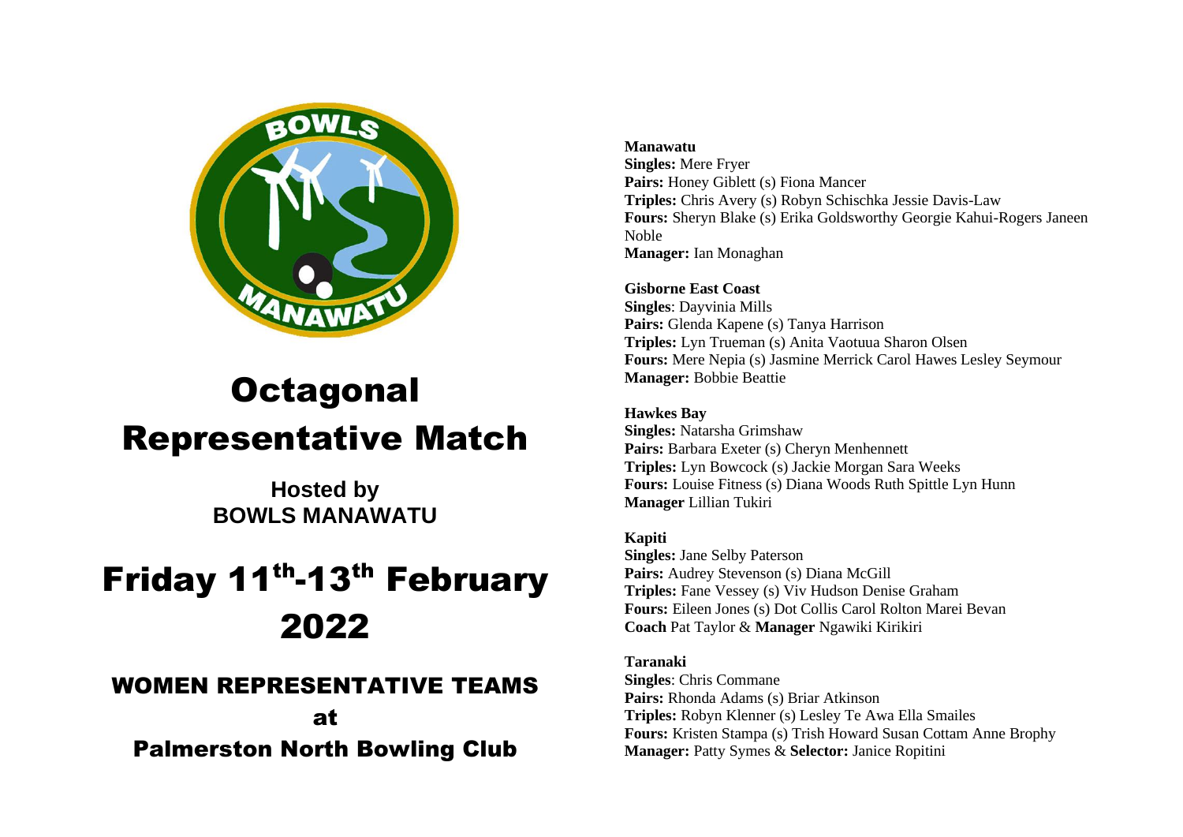# Octagonal Representative Match

**Hosted by BOWLS MANAWATU**

# Friday 11th-13th February 2022

## WOMEN REPRESENTATIVE TEAMS at Palmerston North Bowling Club

**Manawatu**
**Singles:** Mere Fryer
**Pairs:** Honey Giblett (s) Fiona Mancer
**Triples:** Chris Avery (s) Robyn Schischka Jessie Davis-Law
**Fours:** Sheryn Blake (s) Erika Goldsworthy Georgie Kahui-Rogers Janeen Noble
**Manager:** Ian Monaghan

**Gisborne East Coast**
**Singles**: Dayvinia Mills
**Pairs:** Glenda Kapene (s) Tanya Harrison
**Triples:** Lyn Trueman (s) Anita Vaotuua Sharon Olsen
**Fours:** Mere Nepia (s) Jasmine Merrick Carol Hawes Lesley Seymour
**Manager:** Bobbie Beattie

**Hawkes Bay**
**Singles:** Natarsha Grimshaw
**Pairs:** Barbara Exeter (s) Cheryn Menhennett
**Triples:** Lyn Bowcock (s) Jackie Morgan Sara Weeks
**Fours:** Louise Fitness (s) Diana Woods Ruth Spittle Lyn Hunn
**Manager** Lillian Tukiri

**Kapiti**
**Singles:** Jane Selby Paterson
**Pairs:** Audrey Stevenson (s) Diana McGill
**Triples:** Fane Vessey (s) Viv Hudson Denise Graham
**Fours:** Eileen Jones (s) Dot Collis Carol Rolton Marei Bevan
**Coach** Pat Taylor & **Manager** Ngawiki Kirikiri

**Taranaki**
**Singles**: Chris Commane
**Pairs:** Rhonda Adams (s) Briar Atkinson
**Triples:** Robyn Klenner (s) Lesley Te Awa Ella Smailes
**Fours:** Kristen Stampa (s) Trish Howard Susan Cottam Anne Brophy
**Manager:** Patty Symes & **Selector:** Janice Ropitini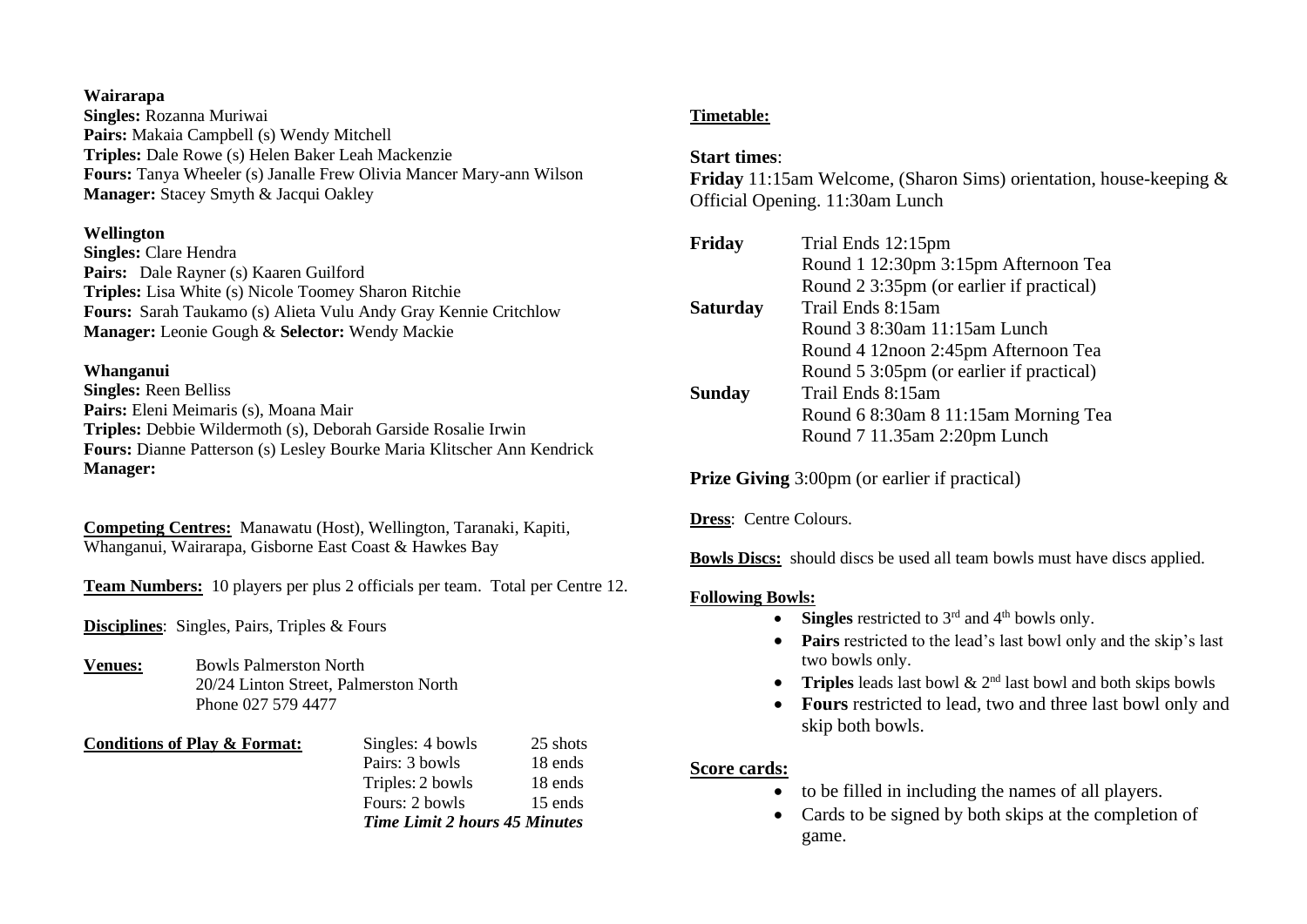**Wairarapa**
**Singles:** Rozanna Muriwai
**Pairs:** Makaia Campbell (s) Wendy Mitchell
**Triples:** Dale Rowe (s) Helen Baker Leah Mackenzie
**Fours:** Tanya Wheeler (s) Janalle Frew Olivia Mancer Mary-ann Wilson
**Manager:** Stacey Smyth & Jacqui Oakley

**Wellington**
**Singles:** Clare Hendra
**Pairs:** Dale Rayner (s) Kaaren Guilford
**Triples:** Lisa White (s) Nicole Toomey Sharon Ritchie
**Fours:** Sarah Taukamo (s) Alieta Vulu Andy Gray Kennie Critchlow
**Manager:** Leonie Gough & **Selector:** Wendy Mackie

**Whanganui**
**Singles:** Reen Belliss
**Pairs:** Eleni Meimaris (s), Moana Mair
**Triples:** Debbie Wildermoth (s), Deborah Garside Rosalie Irwin
**Fours:** Dianne Patterson (s) Lesley Bourke Maria Klitscher Ann Kendrick
**Manager:**

**Competing Centres:** Manawatu (Host), Wellington, Taranaki, Kapiti, Whanganui, Wairarapa, Gisborne East Coast & Hawkes Bay

**Team Numbers:** 10 players per plus 2 officials per team. Total per Centre 12.

**Disciplines**: Singles, Pairs, Triples & Fours

**Venues:** Bowls Palmerston North
20/24 Linton Street, Palmerston North
Phone 027 579 4477

**Conditions of Play & Format:**

| | |
|---|---|
| Singles: 4 bowls | 25 shots |
| Pairs: 3 bowls | 18 ends |
| Triples: 2 bowls | 18 ends |
| Fours: 2 bowls | 15 ends |

***Time Limit 2 hours 45 Minutes***

**Timetable:**

**Start times**:
**Friday** 11:15am Welcome, (Sharon Sims) orientation, house-keeping & Official Opening. 11:30am Lunch

| | |
|---|---|
| **Friday** | Trial Ends 12:15pm |
| | Round 1 12:30pm 3:15pm Afternoon Tea |
| | Round 2 3:35pm (or earlier if practical) |
| **Saturday** | Trail Ends 8:15am |
| | Round 3 8:30am 11:15am Lunch |
| | Round 4 12noon 2:45pm Afternoon Tea |
| | Round 5 3:05pm (or earlier if practical) |
| **Sunday** | Trail Ends 8:15am |
| | Round 6 8:30am 8 11:15am Morning Tea |
| | Round 7 11.35am 2:20pm Lunch |

**Prize Giving** 3:00pm (or earlier if practical)

**Dress**: Centre Colours.

**Bowls Discs:** should discs be used all team bowls must have discs applied.

**Following Bowls:**

- **Singles** restricted to 3rd and 4th bowls only.
- **Pairs** restricted to the lead's last bowl only and the skip's last two bowls only.
- **Triples** leads last bowl & 2nd last bowl and both skips bowls
- **Fours** restricted to lead, two and three last bowl only and skip both bowls.

**Score cards:**

- to be filled in including the names of all players.
- Cards to be signed by both skips at the completion of game.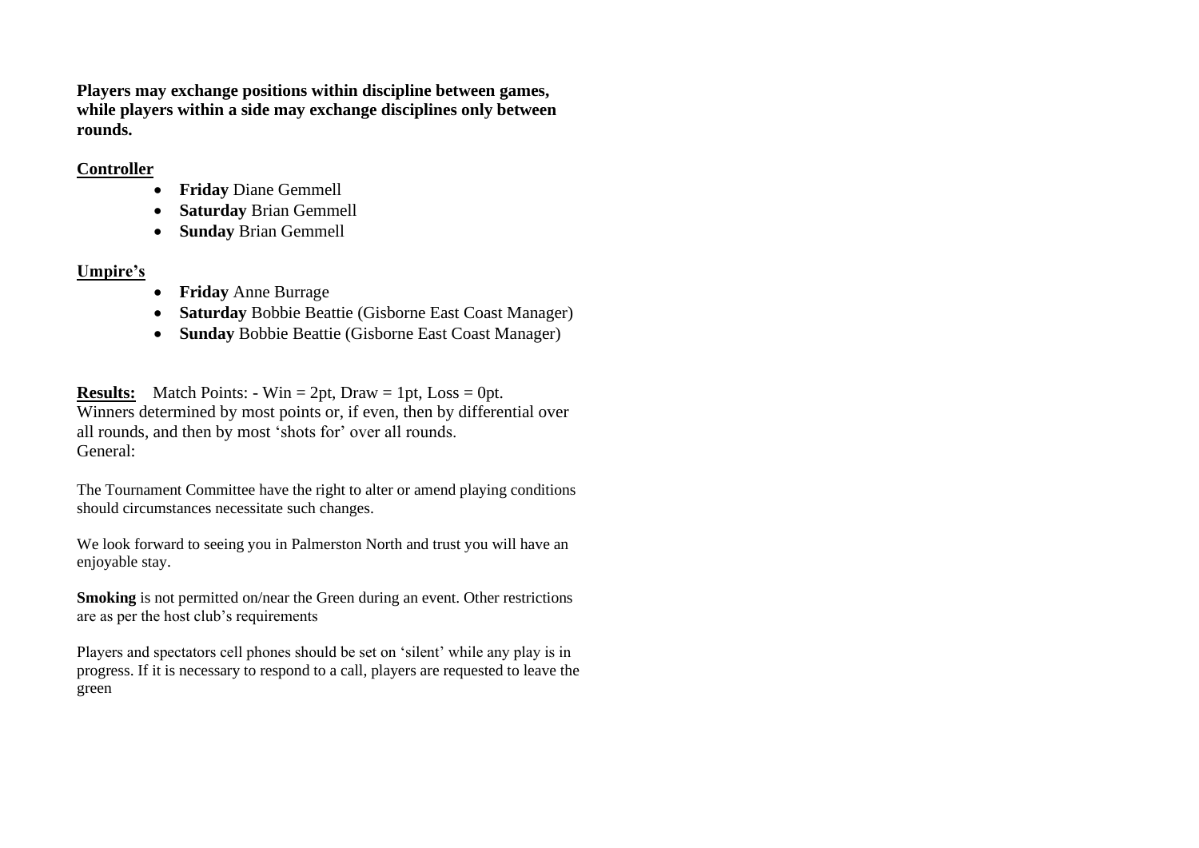**Players may exchange positions within discipline between games, while players within a side may exchange disciplines only between rounds.**

**Controller**

- **Friday** Diane Gemmell
- **Saturday** Brian Gemmell
- **Sunday** Brian Gemmell

**Umpire's**

- **Friday** Anne Burrage
- **Saturday** Bobbie Beattie (Gisborne East Coast Manager)
- **Sunday** Bobbie Beattie (Gisborne East Coast Manager)

**Results:** Match Points: - Win = 2pt, Draw = 1pt, Loss = 0pt.
Winners determined by most points or, if even, then by differential over all rounds, and then by most 'shots for' over all rounds.
General:

The Tournament Committee have the right to alter or amend playing conditions should circumstances necessitate such changes.

We look forward to seeing you in Palmerston North and trust you will have an enjoyable stay.

**Smoking** is not permitted on/near the Green during an event. Other restrictions are as per the host club's requirements

Players and spectators cell phones should be set on 'silent' while any play is in progress. If it is necessary to respond to a call, players are requested to leave the green